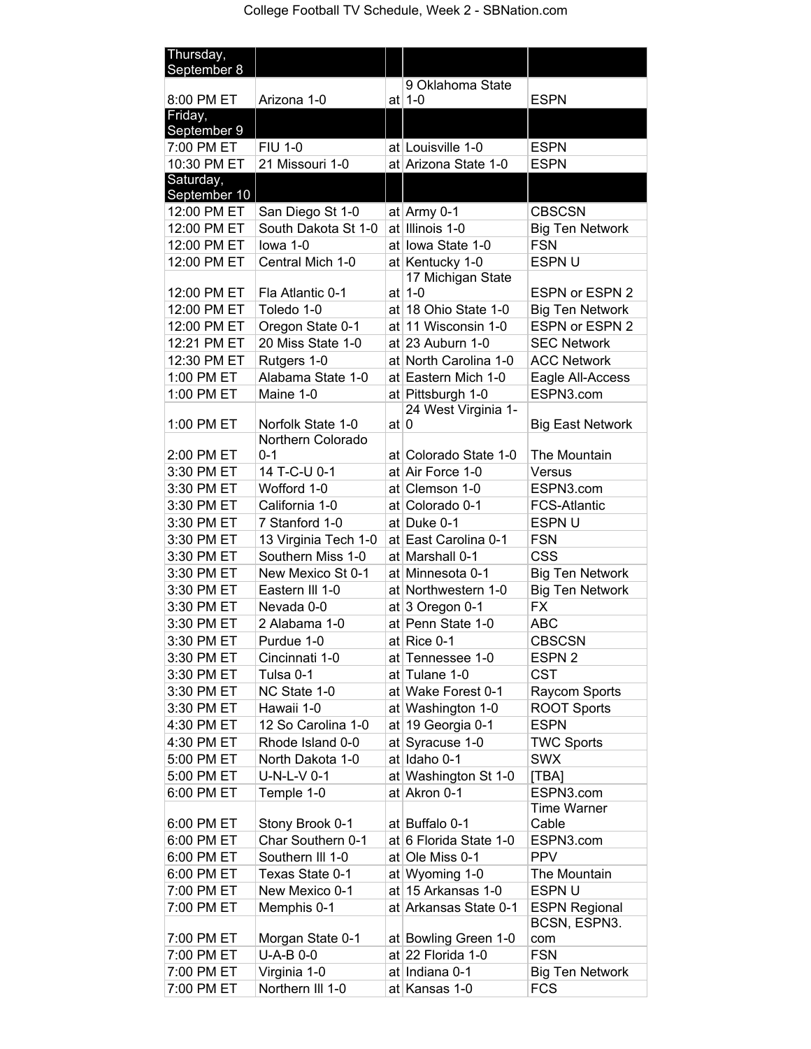| Thursday, September 8 | | | | |
|---|---|---|---|---|
| 8:00 PM ET | Arizona 1-0 | at | 9 Oklahoma State 1-0 | ESPN |
| **Friday, September 9** | | | | |
| 7:00 PM ET | FIU 1-0 | at | Louisville 1-0 | ESPN |
| 10:30 PM ET | 21 Missouri 1-0 | at | Arizona State 1-0 | ESPN |
| **Saturday, September 10** | | | | |
| 12:00 PM ET | San Diego St 1-0 | at | Army 0-1 | CBSCSN |
| 12:00 PM ET | South Dakota St 1-0 | at | Illinois 1-0 | Big Ten Network |
| 12:00 PM ET | Iowa 1-0 | at | Iowa State 1-0 | FSN |
| 12:00 PM ET | Central Mich 1-0 | at | Kentucky 1-0 | ESPN U |
| 12:00 PM ET | Fla Atlantic 0-1 | at | 17 Michigan State 1-0 | ESPN or ESPN 2 |
| 12:00 PM ET | Toledo 1-0 | at | 18 Ohio State 1-0 | Big Ten Network |
| 12:00 PM ET | Oregon State 0-1 | at | 11 Wisconsin 1-0 | ESPN or ESPN 2 |
| 12:21 PM ET | 20 Miss State 1-0 | at | 23 Auburn 1-0 | SEC Network |
| 12:30 PM ET | Rutgers 1-0 | at | North Carolina 1-0 | ACC Network |
| 1:00 PM ET | Alabama State 1-0 | at | Eastern Mich 1-0 | Eagle All-Access |
| 1:00 PM ET | Maine 1-0 | at | Pittsburgh 1-0 | ESPN3.com |
| 1:00 PM ET | Norfolk State 1-0 | at | 24 West Virginia 1-0 | Big East Network |
| 2:00 PM ET | Northern Colorado 0-1 | at | Colorado State 1-0 | The Mountain |
| 3:30 PM ET | 14 T-C-U 0-1 | at | Air Force 1-0 | Versus |
| 3:30 PM ET | Wofford 1-0 | at | Clemson 1-0 | ESPN3.com |
| 3:30 PM ET | California 1-0 | at | Colorado 0-1 | FCS-Atlantic |
| 3:30 PM ET | 7 Stanford 1-0 | at | Duke 0-1 | ESPN U |
| 3:30 PM ET | 13 Virginia Tech 1-0 | at | East Carolina 0-1 | FSN |
| 3:30 PM ET | Southern Miss 1-0 | at | Marshall 0-1 | CSS |
| 3:30 PM ET | New Mexico St 0-1 | at | Minnesota 0-1 | Big Ten Network |
| 3:30 PM ET | Eastern Ill 1-0 | at | Northwestern 1-0 | Big Ten Network |
| 3:30 PM ET | Nevada 0-0 | at | 3 Oregon 0-1 | FX |
| 3:30 PM ET | 2 Alabama 1-0 | at | Penn State 1-0 | ABC |
| 3:30 PM ET | Purdue 1-0 | at | Rice 0-1 | CBSCSN |
| 3:30 PM ET | Cincinnati 1-0 | at | Tennessee 1-0 | ESPN 2 |
| 3:30 PM ET | Tulsa 0-1 | at | Tulane 1-0 | CST |
| 3:30 PM ET | NC State 1-0 | at | Wake Forest 0-1 | Raycom Sports |
| 3:30 PM ET | Hawaii 1-0 | at | Washington 1-0 | ROOT Sports |
| 4:30 PM ET | 12 So Carolina 1-0 | at | 19 Georgia 0-1 | ESPN |
| 4:30 PM ET | Rhode Island 0-0 | at | Syracuse 1-0 | TWC Sports |
| 5:00 PM ET | North Dakota 1-0 | at | Idaho 0-1 | SWX |
| 5:00 PM ET | U-N-L-V 0-1 | at | Washington St 1-0 | [TBA] |
| 6:00 PM ET | Temple 1-0 | at | Akron 0-1 | ESPN3.com |
| 6:00 PM ET | Stony Brook 0-1 | at | Buffalo 0-1 | Time Warner Cable |
| 6:00 PM ET | Char Southern 0-1 | at | 6 Florida State 1-0 | ESPN3.com |
| 6:00 PM ET | Southern Ill 1-0 | at | Ole Miss 0-1 | PPV |
| 6:00 PM ET | Texas State 0-1 | at | Wyoming 1-0 | The Mountain |
| 7:00 PM ET | New Mexico 0-1 | at | 15 Arkansas 1-0 | ESPN U |
| 7:00 PM ET | Memphis 0-1 | at | Arkansas State 0-1 | ESPN Regional |
| 7:00 PM ET | Morgan State 0-1 | at | Bowling Green 1-0 | BCSN, ESPN3.com |
| 7:00 PM ET | U-A-B 0-0 | at | 22 Florida 1-0 | FSN |
| 7:00 PM ET | Virginia 1-0 | at | Indiana 0-1 | Big Ten Network |
| 7:00 PM ET | Northern Ill 1-0 | at | Kansas 1-0 | FCS |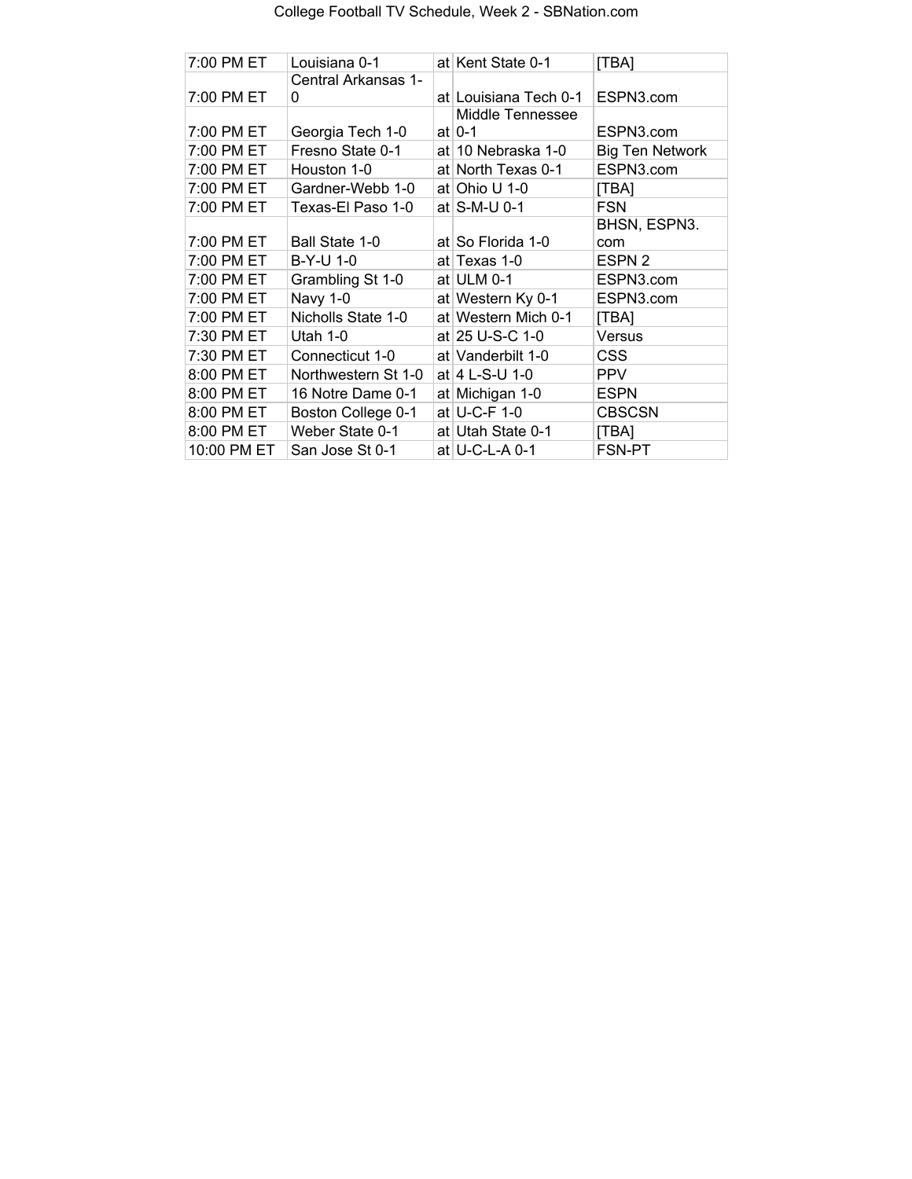| | | | | |
|---|---|---|---|---|
| 7:00 PM ET | Louisiana 0-1 | at | Kent State 0-1 | [TBA] |
| 7:00 PM ET | Central Arkansas 1-0 | at | Louisiana Tech 0-1 | ESPN3.com |
| 7:00 PM ET | Georgia Tech 1-0 | at | Middle Tennessee 0-1 | ESPN3.com |
| 7:00 PM ET | Fresno State 0-1 | at | 10 Nebraska 1-0 | Big Ten Network |
| 7:00 PM ET | Houston 1-0 | at | North Texas 0-1 | ESPN3.com |
| 7:00 PM ET | Gardner-Webb 1-0 | at | Ohio U 1-0 | [TBA] |
| 7:00 PM ET | Texas-El Paso 1-0 | at | S-M-U 0-1 | FSN |
| 7:00 PM ET | Ball State 1-0 | at | So Florida 1-0 | BHSN, ESPN3.com |
| 7:00 PM ET | B-Y-U 1-0 | at | Texas 1-0 | ESPN 2 |
| 7:00 PM ET | Grambling St 1-0 | at | ULM 0-1 | ESPN3.com |
| 7:00 PM ET | Navy 1-0 | at | Western Ky 0-1 | ESPN3.com |
| 7:00 PM ET | Nicholls State 1-0 | at | Western Mich 0-1 | [TBA] |
| 7:30 PM ET | Utah 1-0 | at | 25 U-S-C 1-0 | Versus |
| 7:30 PM ET | Connecticut 1-0 | at | Vanderbilt 1-0 | CSS |
| 8:00 PM ET | Northwestern St 1-0 | at | 4 L-S-U 1-0 | PPV |
| 8:00 PM ET | 16 Notre Dame 0-1 | at | Michigan 1-0 | ESPN |
| 8:00 PM ET | Boston College 0-1 | at | U-C-F 1-0 | CBSCSN |
| 8:00 PM ET | Weber State 0-1 | at | Utah State 0-1 | [TBA] |
| 10:00 PM ET | San Jose St 0-1 | at | U-C-L-A 0-1 | FSN-PT |